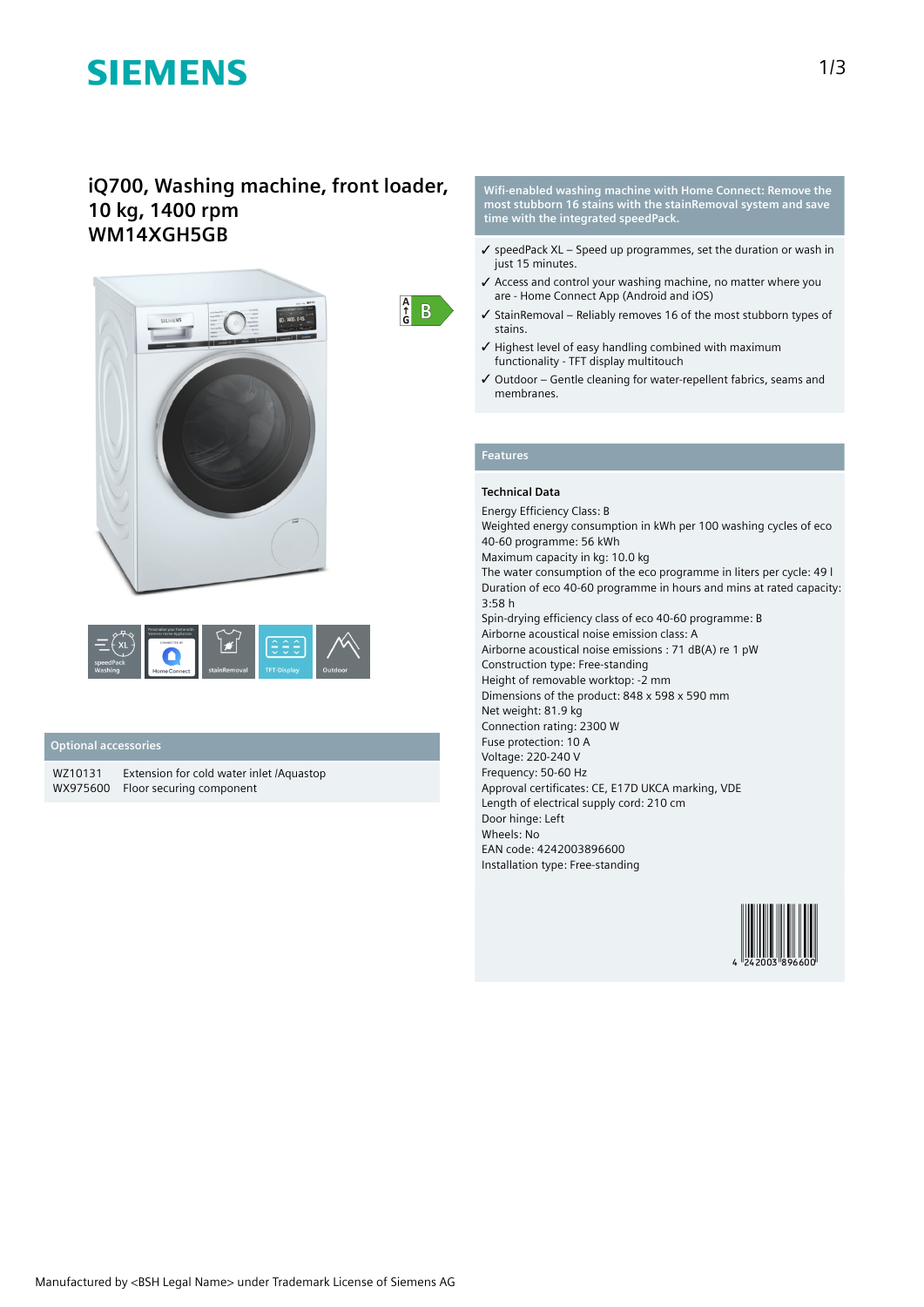# iQ700, Washing machine, front loader, 10 kg, 1400 rpm
## WM14XGH5GB

speedPack Washing | Home Connect | stainRemoval | TFT-Display | Outdoor

## Optional accessories

| | |
|---|---|
| WZ10131 | Extension for cold water inlet /Aquastop |
| WX975600 | Floor securing component |

## Wifi-enabled washing machine with Home Connect: Remove the most stubborn 16 stains with the stainRemoval system and save time with the integrated speedPack.

- ✓ speedPack XL – Speed up programmes, set the duration or wash in just 15 minutes.
- ✓ Access and control your washing machine, no matter where you are - Home Connect App (Android and iOS)
- ✓ StainRemoval – Reliably removes 16 of the most stubborn types of stains.
- ✓ Highest level of easy handling combined with maximum functionality - TFT display multitouch
- ✓ Outdoor – Gentle cleaning for water-repellent fabrics, seams and membranes.

## Features

### Technical Data

Energy Efficiency Class: B
Weighted energy consumption in kWh per 100 washing cycles of eco 40-60 programme: 56 kWh
Maximum capacity in kg: 10.0 kg
The water consumption of the eco programme in liters per cycle: 49 l
Duration of eco 40-60 programme in hours and mins at rated capacity: 3:58 h
Spin-drying efficiency class of eco 40-60 programme: B
Airborne acoustical noise emission class: A
Airborne acoustical noise emissions : 71 dB(A) re 1 pW
Construction type: Free-standing
Height of removable worktop: -2 mm
Dimensions of the product: 848 x 598 x 590 mm
Net weight: 81.9 kg
Connection rating: 2300 W
Fuse protection: 10 A
Voltage: 220-240 V
Frequency: 50-60 Hz
Approval certificates: CE, E17D UKCA marking, VDE
Length of electrical supply cord: 210 cm
Door hinge: Left
Wheels: No
EAN code: 4242003896600
Installation type: Free-standing

4 242003 896600

Manufactured by <BSH Legal Name> under Trademark License of Siemens AG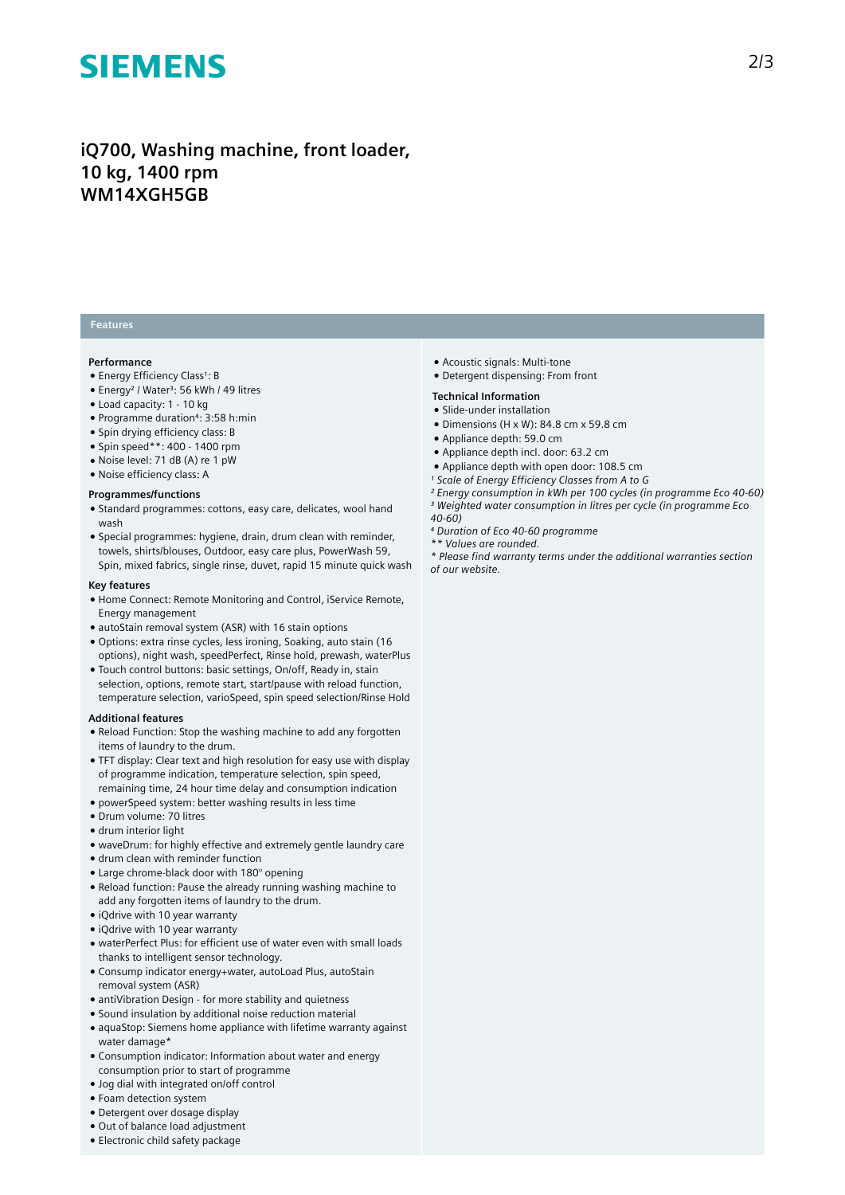# iQ700, Washing machine, front loader, 10 kg, 1400 rpm
# WM14XGH5GB

## Features

### Performance

- Energy Efficiency Class[1]: B
- Energy[2] / Water[3]: 56 kWh / 49 litres
- Load capacity: 1 - 10 kg
- Programme duration[4]: 3:58 h:min
- Spin drying efficiency class: B
- Spin speed**: 400 - 1400 rpm
- Noise level: 71 dB (A) re 1 pW
- Noise efficiency class: A

### Programmes/functions

- Standard programmes: cottons, easy care, delicates, wool hand wash
- Special programmes: hygiene, drain, drum clean with reminder, towels, shirts/blouses, Outdoor, easy care plus, PowerWash 59, Spin, mixed fabrics, single rinse, duvet, rapid 15 minute quick wash

### Key features

- Home Connect: Remote Monitoring and Control, iService Remote, Energy management
- autoStain removal system (ASR) with 16 stain options
- Options: extra rinse cycles, less ironing, Soaking, auto stain (16 options), night wash, speedPerfect, Rinse hold, prewash, waterPlus
- Touch control buttons: basic settings, On/off, Ready in, stain selection, options, remote start, start/pause with reload function, temperature selection, varioSpeed, spin speed selection/Rinse Hold

### Additional features

- Reload Function: Stop the washing machine to add any forgotten items of laundry to the drum.
- TFT display: Clear text and high resolution for easy use with display of programme indication, temperature selection, spin speed, remaining time, 24 hour time delay and consumption indication
- powerSpeed system: better washing results in less time
- Drum volume: 70 litres
- drum interior light
- waveDrum: for highly effective and extremely gentle laundry care
- drum clean with reminder function
- Large chrome-black door with 180° opening
- Reload function: Pause the already running washing machine to add any forgotten items of laundry to the drum.
- iQdrive with 10 year warranty
- iQdrive with 10 year warranty
- waterPerfect Plus: for efficient use of water even with small loads thanks to intelligent sensor technology.
- Consump indicator energy+water, autoLoad Plus, autoStain removal system (ASR)
- antiVibration Design - for more stability and quietness
- Sound insulation by additional noise reduction material
- aquaStop: Siemens home appliance with lifetime warranty against water damage*
- Consumption indicator: Information about water and energy consumption prior to start of programme
- Jog dial with integrated on/off control
- Foam detection system
- Detergent over dosage display
- Out of balance load adjustment
- Electronic child safety package
- Acoustic signals: Multi-tone
- Detergent dispensing: From front

### Technical Information

- Slide-under installation
- Dimensions (H x W): 84.8 cm x 59.8 cm
- Appliance depth: 59.0 cm
- Appliance depth incl. door: 63.2 cm
- Appliance depth with open door: 108.5 cm

*[1] Scale of Energy Efficiency Classes from A to G*
*[2] Energy consumption in kWh per 100 cycles (in programme Eco 40-60)*
*[3] Weighted water consumption in litres per cycle (in programme Eco 40-60)*
*[4] Duration of Eco 40-60 programme*
*** Values are rounded.*
** Please find warranty terms under the additional warranties section of our website.*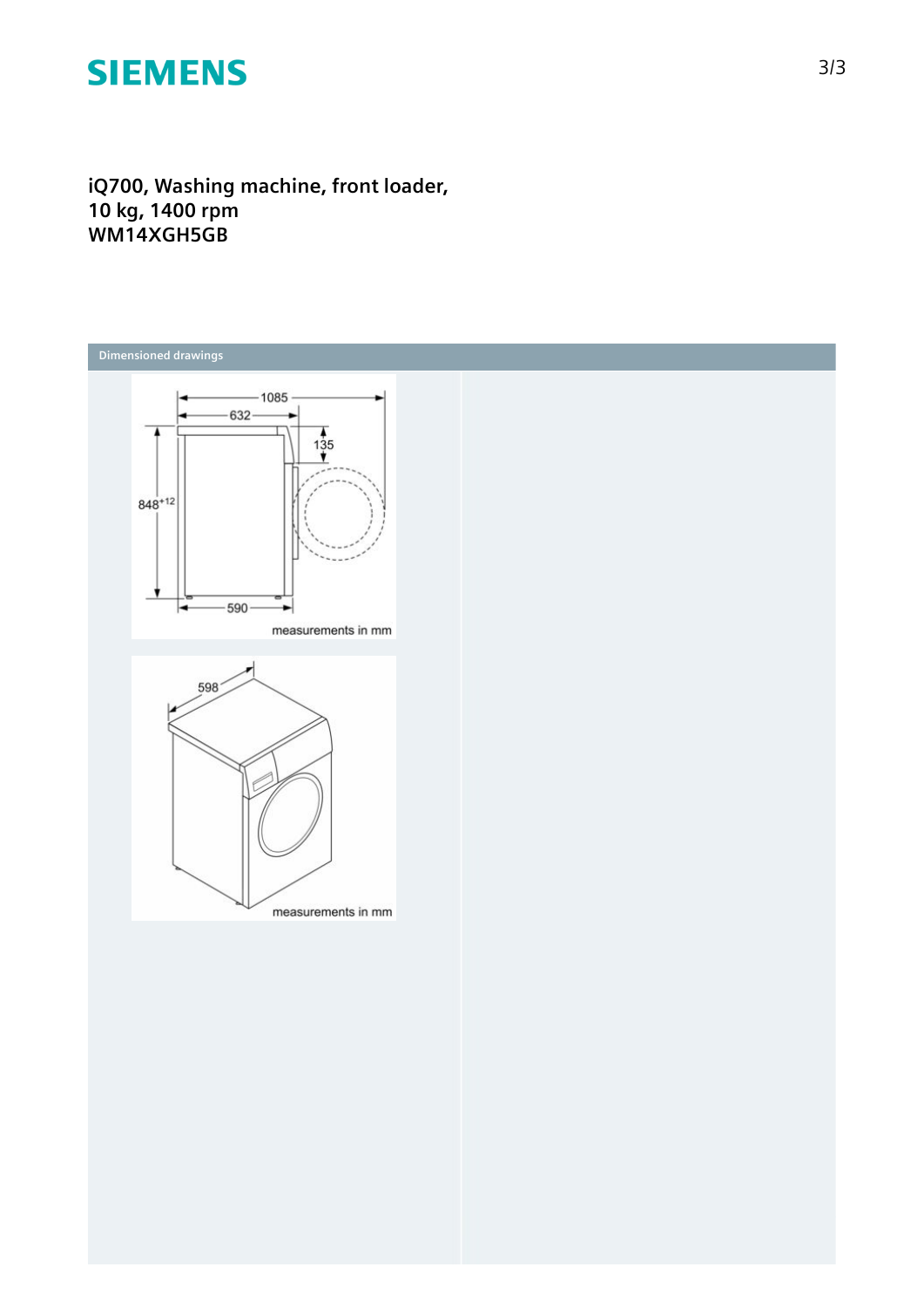**iQ700, Washing machine, front loader, 10 kg, 1400 rpm WM14XGH5GB**

## Dimensioned drawings

1085
632
135
848$^{+12}$
590
measurements in mm

598
measurements in mm